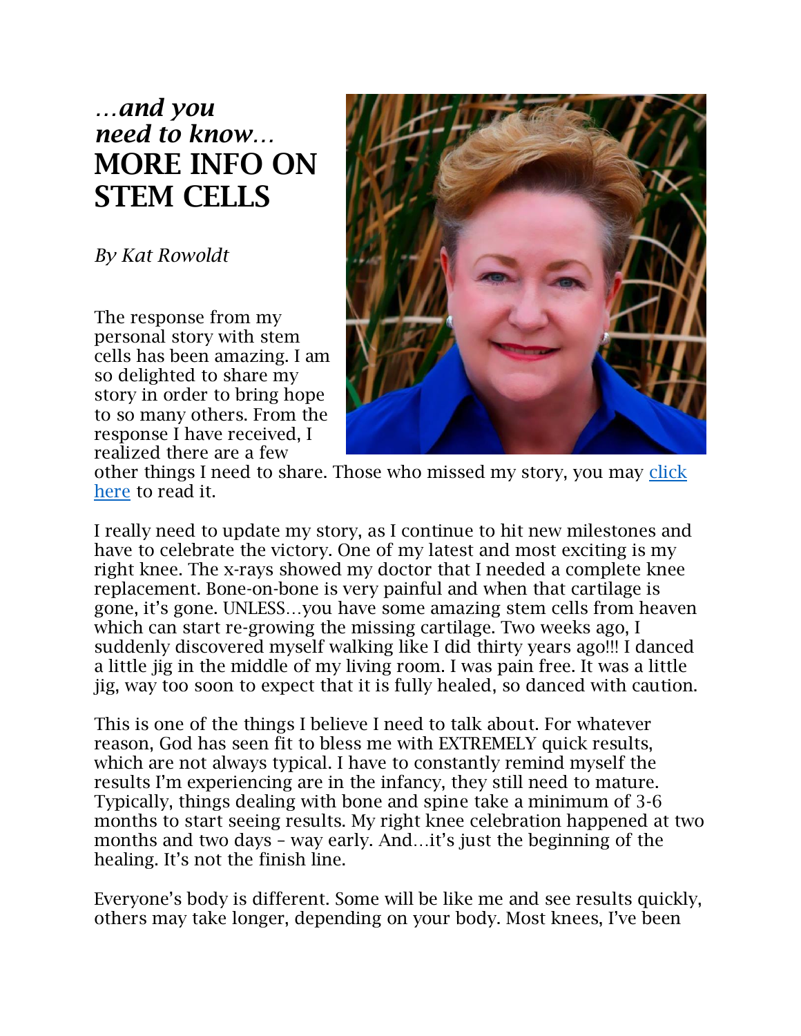*…and you need to know…*
# MORE INFO ON STEM CELLS

*By Kat Rowoldt*

The response from my personal story with stem cells has been amazing. I am so delighted to share my story in order to bring hope to so many others. From the response I have received, I realized there are a few other things I need to share. Those who missed my story, you may click here to read it.

I really need to update my story, as I continue to hit new milestones and have to celebrate the victory. One of my latest and most exciting is my right knee. The x-rays showed my doctor that I needed a complete knee replacement. Bone-on-bone is very painful and when that cartilage is gone, it's gone. UNLESS…you have some amazing stem cells from heaven which can start re-growing the missing cartilage. Two weeks ago, I suddenly discovered myself walking like I did thirty years ago!!! I danced a little jig in the middle of my living room. I was pain free. It was a little jig, way too soon to expect that it is fully healed, so danced with caution.

This is one of the things I believe I need to talk about. For whatever reason, God has seen fit to bless me with EXTREMELY quick results, which are not always typical. I have to constantly remind myself the results I'm experiencing are in the infancy, they still need to mature. Typically, things dealing with bone and spine take a minimum of 3-6 months to start seeing results. My right knee celebration happened at two months and two days – way early. And…it's just the beginning of the healing. It's not the finish line.

Everyone's body is different. Some will be like me and see results quickly, others may take longer, depending on your body. Most knees, I've been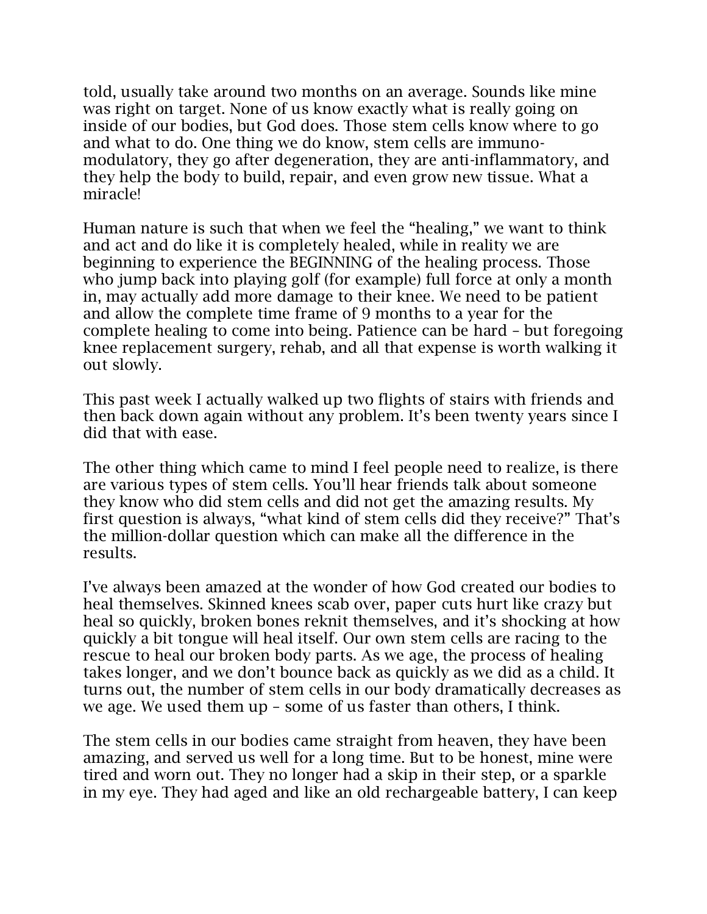told, usually take around two months on an average. Sounds like mine was right on target. None of us know exactly what is really going on inside of our bodies, but God does. Those stem cells know where to go and what to do. One thing we do know, stem cells are immuno-modulatory, they go after degeneration, they are anti-inflammatory, and they help the body to build, repair, and even grow new tissue. What a miracle!

Human nature is such that when we feel the "healing," we want to think and act and do like it is completely healed, while in reality we are beginning to experience the BEGINNING of the healing process. Those who jump back into playing golf (for example) full force at only a month in, may actually add more damage to their knee. We need to be patient and allow the complete time frame of 9 months to a year for the complete healing to come into being. Patience can be hard – but foregoing knee replacement surgery, rehab, and all that expense is worth walking it out slowly.

This past week I actually walked up two flights of stairs with friends and then back down again without any problem. It's been twenty years since I did that with ease.

The other thing which came to mind I feel people need to realize, is there are various types of stem cells. You'll hear friends talk about someone they know who did stem cells and did not get the amazing results. My first question is always, "what kind of stem cells did they receive?" That's the million-dollar question which can make all the difference in the results.

I've always been amazed at the wonder of how God created our bodies to heal themselves. Skinned knees scab over, paper cuts hurt like crazy but heal so quickly, broken bones reknit themselves, and it's shocking at how quickly a bit tongue will heal itself. Our own stem cells are racing to the rescue to heal our broken body parts. As we age, the process of healing takes longer, and we don't bounce back as quickly as we did as a child. It turns out, the number of stem cells in our body dramatically decreases as we age. We used them up – some of us faster than others, I think.

The stem cells in our bodies came straight from heaven, they have been amazing, and served us well for a long time. But to be honest, mine were tired and worn out. They no longer had a skip in their step, or a sparkle in my eye. They had aged and like an old rechargeable battery, I can keep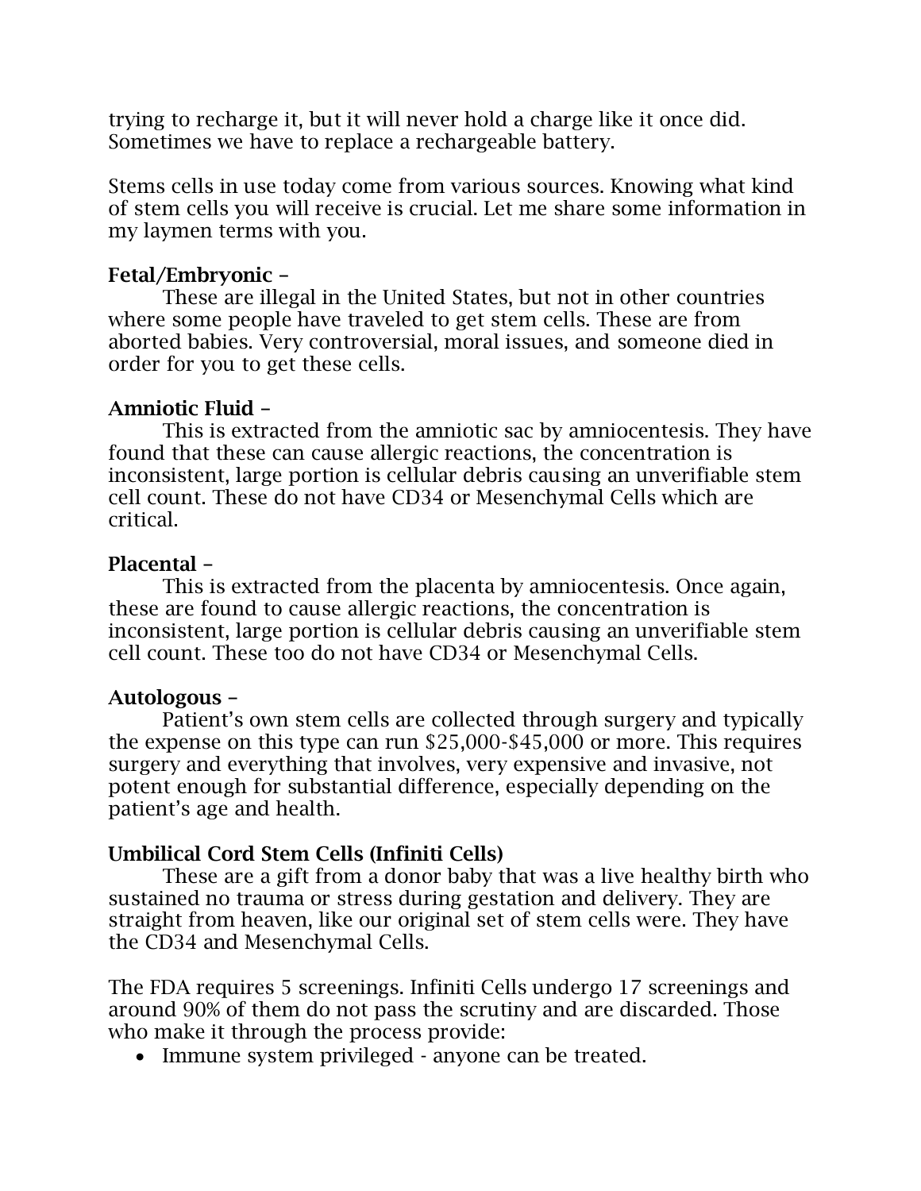trying to recharge it, but it will never hold a charge like it once did. Sometimes we have to replace a rechargeable battery.

Stems cells in use today come from various sources. Knowing what kind of stem cells you will receive is crucial. Let me share some information in my laymen terms with you.

**Fetal/Embryonic –**

These are illegal in the United States, but not in other countries where some people have traveled to get stem cells. These are from aborted babies. Very controversial, moral issues, and someone died in order for you to get these cells.

**Amniotic Fluid –**

This is extracted from the amniotic sac by amniocentesis. They have found that these can cause allergic reactions, the concentration is inconsistent, large portion is cellular debris causing an unverifiable stem cell count. These do not have CD34 or Mesenchymal Cells which are critical.

**Placental –**

This is extracted from the placenta by amniocentesis. Once again, these are found to cause allergic reactions, the concentration is inconsistent, large portion is cellular debris causing an unverifiable stem cell count. These too do not have CD34 or Mesenchymal Cells.

**Autologous –**

Patient's own stem cells are collected through surgery and typically the expense on this type can run $25,000-$45,000 or more. This requires surgery and everything that involves, very expensive and invasive, not potent enough for substantial difference, especially depending on the patient's age and health.

**Umbilical Cord Stem Cells (Infiniti Cells)**

These are a gift from a donor baby that was a live healthy birth who sustained no trauma or stress during gestation and delivery. They are straight from heaven, like our original set of stem cells were. They have the CD34 and Mesenchymal Cells.

The FDA requires 5 screenings. Infiniti Cells undergo 17 screenings and around 90% of them do not pass the scrutiny and are discarded. Those who make it through the process provide:

- Immune system privileged - anyone can be treated.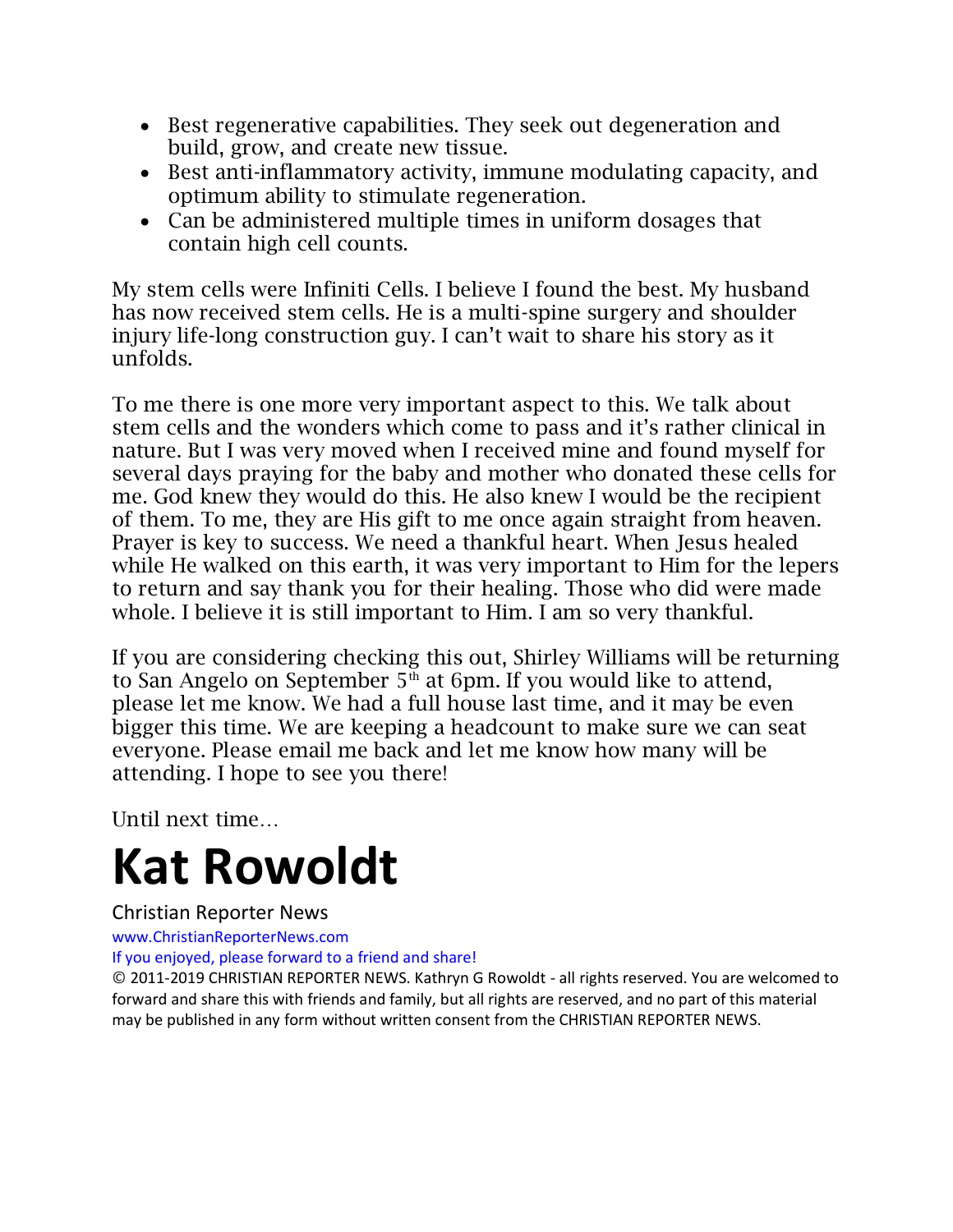- Best regenerative capabilities. They seek out degeneration and build, grow, and create new tissue.
- Best anti-inflammatory activity, immune modulating capacity, and optimum ability to stimulate regeneration.
- Can be administered multiple times in uniform dosages that contain high cell counts.

My stem cells were Infiniti Cells. I believe I found the best. My husband has now received stem cells. He is a multi-spine surgery and shoulder injury life-long construction guy. I can't wait to share his story as it unfolds.

To me there is one more very important aspect to this. We talk about stem cells and the wonders which come to pass and it's rather clinical in nature. But I was very moved when I received mine and found myself for several days praying for the baby and mother who donated these cells for me. God knew they would do this. He also knew I would be the recipient of them. To me, they are His gift to me once again straight from heaven. Prayer is key to success. We need a thankful heart. When Jesus healed while He walked on this earth, it was very important to Him for the lepers to return and say thank you for their healing. Those who did were made whole. I believe it is still important to Him. I am so very thankful.

If you are considering checking this out, Shirley Williams will be returning to San Angelo on September 5th at 6pm. If you would like to attend, please let me know. We had a full house last time, and it may be even bigger this time. We are keeping a headcount to make sure we can seat everyone. Please email me back and let me know how many will be attending. I hope to see you there!

Until next time…

# Kat Rowoldt

Christian Reporter News

www.ChristianReporterNews.com

If you enjoyed, please forward to a friend and share!

© 2011-2019 CHRISTIAN REPORTER NEWS. Kathryn G Rowoldt - all rights reserved. You are welcomed to forward and share this with friends and family, but all rights are reserved, and no part of this material may be published in any form without written consent from the CHRISTIAN REPORTER NEWS.